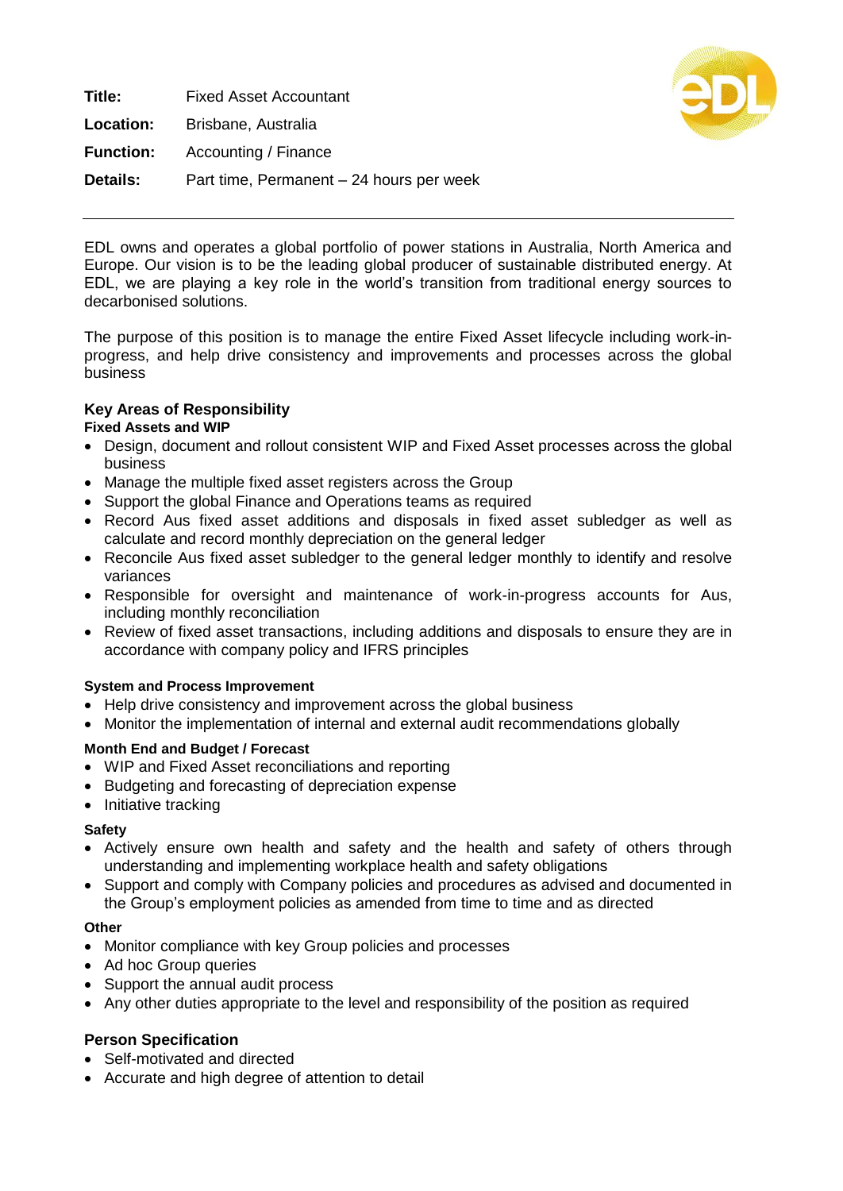**Title:** Fixed Asset Accountant

**Location:** Brisbane, Australia

**Function:** Accounting / Finance

**Details:** Part time, Permanent – 24 hours per week

---

EDL owns and operates a global portfolio of power stations in Australia, North America and Europe. Our vision is to be the leading global producer of sustainable distributed energy. At EDL, we are playing a key role in the world's transition from traditional energy sources to decarbonised solutions.

The purpose of this position is to manage the entire Fixed Asset lifecycle including work-in-progress, and help drive consistency and improvements and processes across the global business

## Key Areas of Responsibility

### Fixed Assets and WIP

- Design, document and rollout consistent WIP and Fixed Asset processes across the global business
- Manage the multiple fixed asset registers across the Group
- Support the global Finance and Operations teams as required
- Record Aus fixed asset additions and disposals in fixed asset subledger as well as calculate and record monthly depreciation on the general ledger
- Reconcile Aus fixed asset subledger to the general ledger monthly to identify and resolve variances
- Responsible for oversight and maintenance of work-in-progress accounts for Aus, including monthly reconciliation
- Review of fixed asset transactions, including additions and disposals to ensure they are in accordance with company policy and IFRS principles

### System and Process Improvement

- Help drive consistency and improvement across the global business
- Monitor the implementation of internal and external audit recommendations globally

### Month End and Budget / Forecast

- WIP and Fixed Asset reconciliations and reporting
- Budgeting and forecasting of depreciation expense
- Initiative tracking

### Safety

- Actively ensure own health and safety and the health and safety of others through understanding and implementing workplace health and safety obligations
- Support and comply with Company policies and procedures as advised and documented in the Group's employment policies as amended from time to time and as directed

### Other

- Monitor compliance with key Group policies and processes
- Ad hoc Group queries
- Support the annual audit process
- Any other duties appropriate to the level and responsibility of the position as required

## Person Specification

- Self-motivated and directed
- Accurate and high degree of attention to detail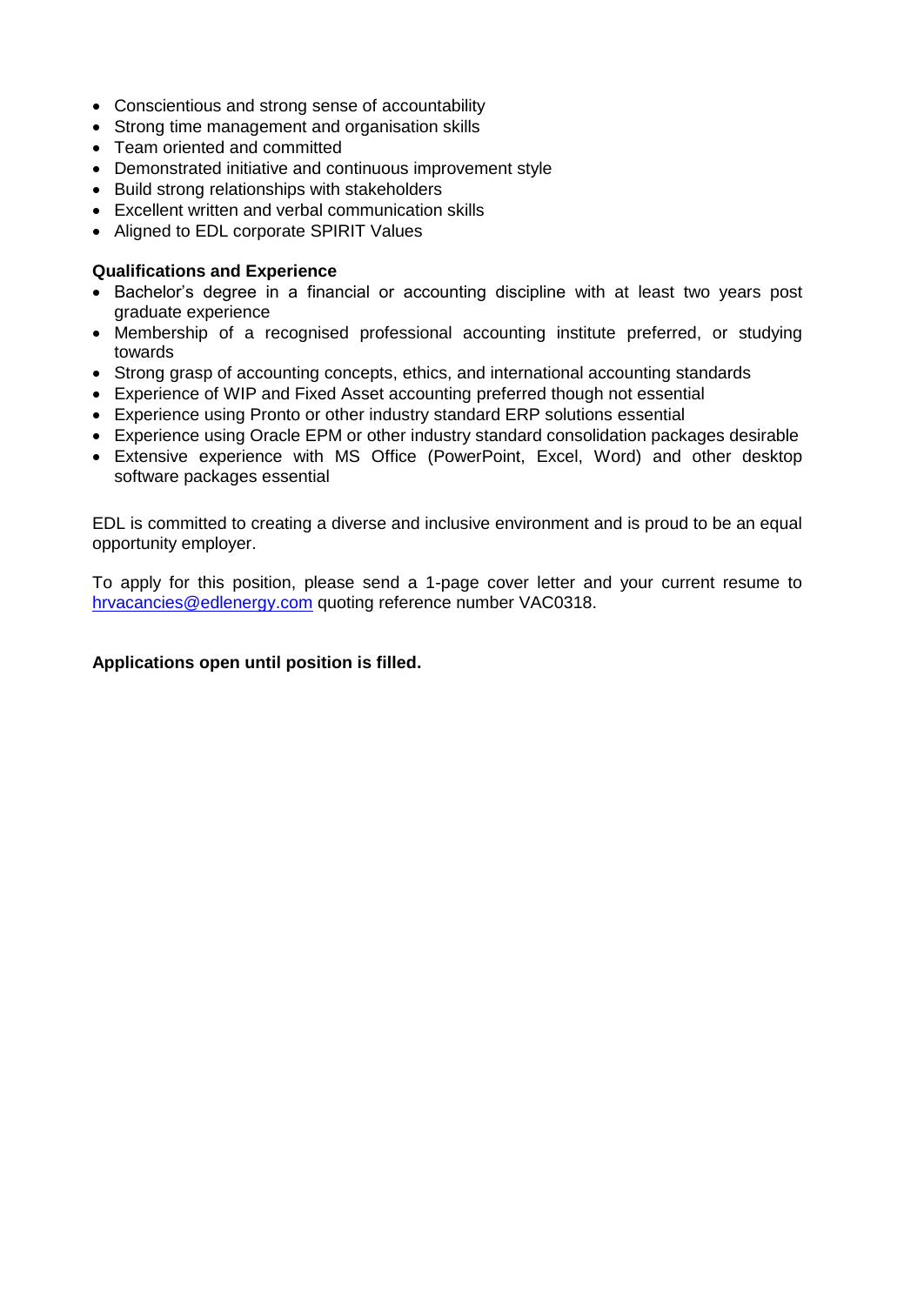- Conscientious and strong sense of accountability
- Strong time management and organisation skills
- Team oriented and committed
- Demonstrated initiative and continuous improvement style
- Build strong relationships with stakeholders
- Excellent written and verbal communication skills
- Aligned to EDL corporate SPIRIT Values

**Qualifications and Experience**

- Bachelor's degree in a financial or accounting discipline with at least two years post graduate experience
- Membership of a recognised professional accounting institute preferred, or studying towards
- Strong grasp of accounting concepts, ethics, and international accounting standards
- Experience of WIP and Fixed Asset accounting preferred though not essential
- Experience using Pronto or other industry standard ERP solutions essential
- Experience using Oracle EPM or other industry standard consolidation packages desirable
- Extensive experience with MS Office (PowerPoint, Excel, Word) and other desktop software packages essential

EDL is committed to creating a diverse and inclusive environment and is proud to be an equal opportunity employer.

To apply for this position, please send a 1-page cover letter and your current resume to [hrvacancies@edlenergy.com](mailto:hrvacancies@edlenergy.com) quoting reference number VAC0318.

**Applications open until position is filled.**